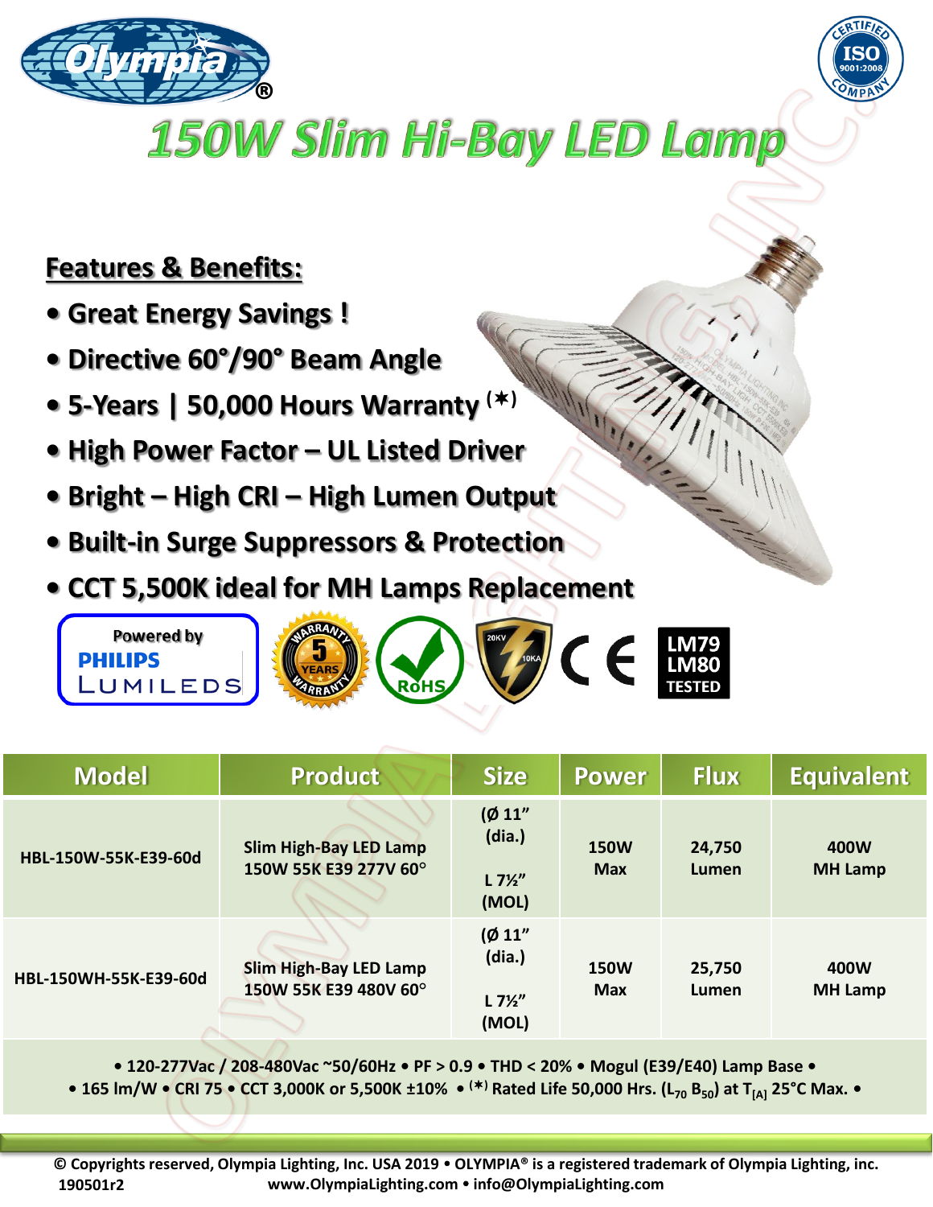# 150W Slim Hi-Bay LED Lamp

## Features & Benefits:

- Great Energy Savings !
- Directive 60°/90° Beam Angle
- 5-Years | 50,000 Hours Warranty (✶)
- High Power Factor – UL Listed Driver
- Bright – High CRI – High Lumen Output
- Built-in Surge Suppressors & Protection
- CCT 5,500K ideal for MH Lamps Replacement

Powered by PHILIPS LUMILEDS

LM79 LM80 TESTED

| Model | Product | Size | Power | Flux | Equivalent |
|---|---|---|---|---|---|
| HBL-150W-55K-E39-60d | Slim High-Bay LED Lamp 150W 55K E39 277V 60° | (Ø 11" (dia.) L 7½" (MOL) | 150W Max | 24,750 Lumen | 400W MH Lamp |
| HBL-150WH-55K-E39-60d | Slim High-Bay LED Lamp 150W 55K E39 480V 60° | (Ø 11" (dia.) L 7½" (MOL) | 150W Max | 25,750 Lumen | 400W MH Lamp |

• 120-277Vac / 208-480Vac ~50/60Hz • PF > 0.9 • THD < 20% • Mogul (E39/E40) Lamp Base •
• 165 lm/W • CRI 75 • CCT 3,000K or 5,500K ±10% • (✶) Rated Life 50,000 Hrs. ($L_{70}$ $B_{50}$) at $T_{[A]}$ 25°C Max. •

© Copyrights reserved, Olympia Lighting, Inc. USA 2019 • OLYMPIA® is a registered trademark of Olympia Lighting, inc.
190501r2 www.OlympiaLighting.com • info@OlympiaLighting.com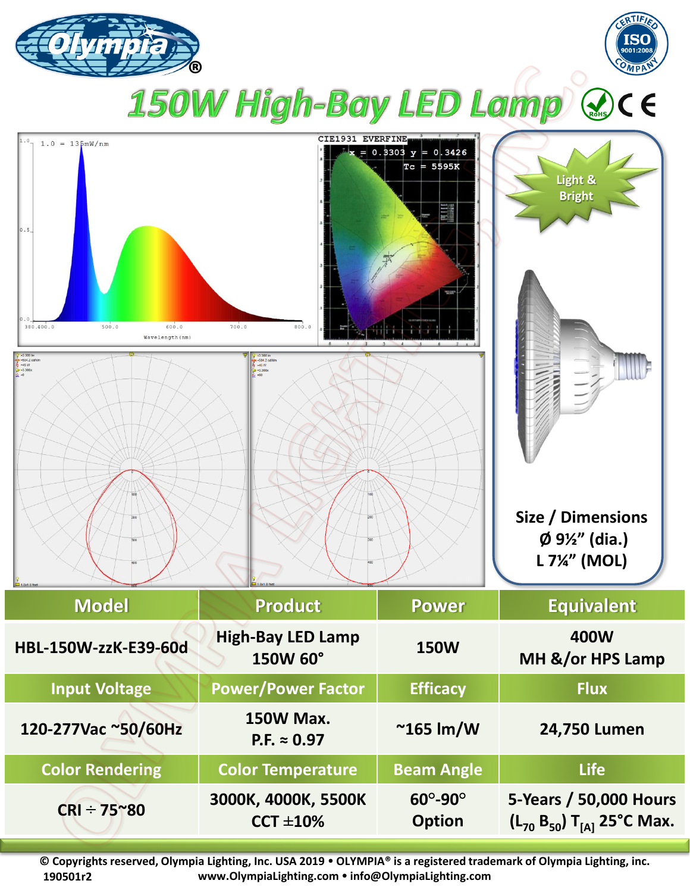# 150W High-Bay LED Lamp

1.0 = 135mW/nm

Wavelength (nm)

CIE1931 EVERFINE

x = 0.3303 y = 0.3426

Tc = 5595K

Light & Bright

Size / Dimensions
Ø 9½" (dia.)
L 7¼" (MOL)

| Model | Product | Power | Equivalent |
|---|---|---|---|
| HBL-150W-zzK-E39-60d | High-Bay LED Lamp 150W 60° | 150W | 400W MH &/or HPS Lamp |
| **Input Voltage** | **Power/Power Factor** | **Efficacy** | **Flux** |
| 120-277Vac ~50/60Hz | 150W Max. P.F. ≈ 0.97 | ~165 lm/W | 24,750 Lumen |
| **Color Rendering** | **Color Temperature** | **Beam Angle** | **Life** |
| CRI ÷ 75~80 | 3000K, 4000K, 5500K CCT ±10% | 60°-90° Option | 5-Years / 50,000 Hours ($L_{70}$ $B_{50}$) $T_{[A]}$ 25°C Max. |

© Copyrights reserved, Olympia Lighting, Inc. USA 2019 • OLYMPIA® is a registered trademark of Olympia Lighting, inc.
190501r2 www.OlympiaLighting.com • info@OlympiaLighting.com